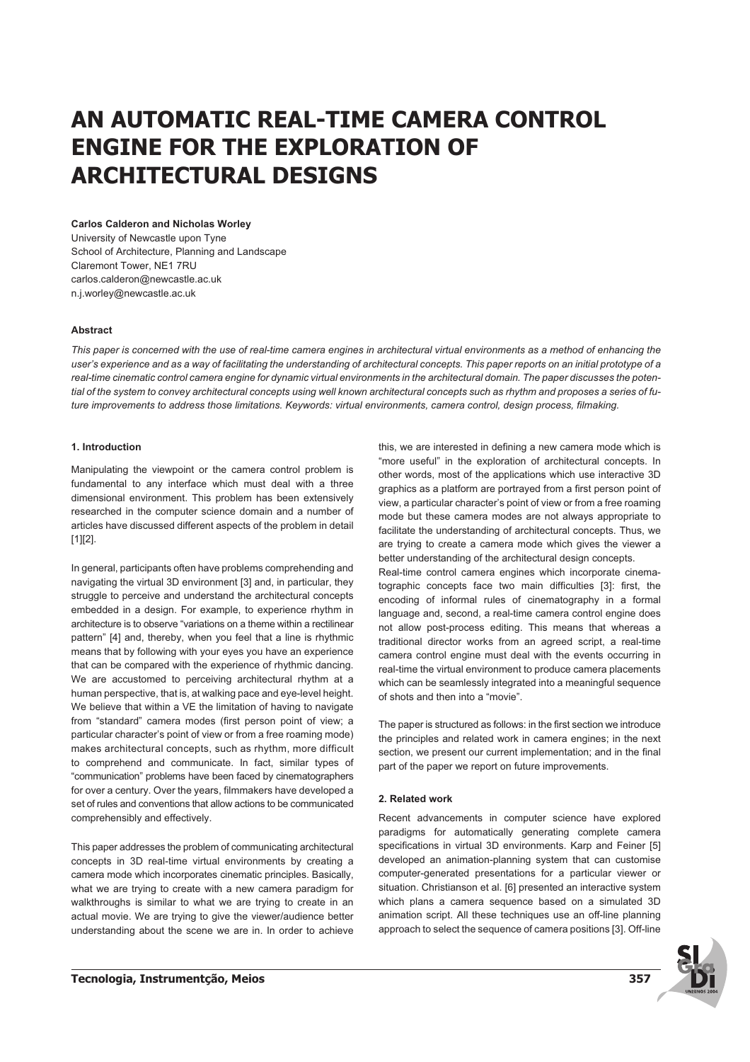# AN AUTOMATIC REAL-TIME CAMERA CONTROL ENGINE FOR THE EXPLORATION OF ARCHITECTURAL DESIGNS

**Carlos Calderon and Nicholas Worley**
University of Newcastle upon Tyne
School of Architecture, Planning and Landscape
Claremont Tower, NE1 7RU
carlos.calderon@newcastle.ac.uk
n.j.worley@newcastle.ac.uk

### Abstract

*This paper is concerned with the use of real-time camera engines in architectural virtual environments as a method of enhancing the user's experience and as a way of facilitating the understanding of architectural concepts. This paper reports on an initial prototype of a real-time cinematic control camera engine for dynamic virtual environments in the architectural domain. The paper discusses the potential of the system to convey architectural concepts using well known architectural concepts such as rhythm and proposes a series of future improvements to address those limitations. Keywords: virtual environments, camera control, design process, filmaking.*

### 1. Introduction

Manipulating the viewpoint or the camera control problem is fundamental to any interface which must deal with a three dimensional environment. This problem has been extensively researched in the computer science domain and a number of articles have discussed different aspects of the problem in detail [1][2].

In general, participants often have problems comprehending and navigating the virtual 3D environment [3] and, in particular, they struggle to perceive and understand the architectural concepts embedded in a design. For example, to experience rhythm in architecture is to observe "variations on a theme within a rectilinear pattern" [4] and, thereby, when you feel that a line is rhythmic means that by following with your eyes you have an experience that can be compared with the experience of rhythmic dancing. We are accustomed to perceiving architectural rhythm at a human perspective, that is, at walking pace and eye-level height. We believe that within a VE the limitation of having to navigate from "standard" camera modes (first person point of view; a particular character's point of view or from a free roaming mode) makes architectural concepts, such as rhythm, more difficult to comprehend and communicate. In fact, similar types of "communication" problems have been faced by cinematographers for over a century. Over the years, filmmakers have developed a set of rules and conventions that allow actions to be communicated comprehensibly and effectively.

This paper addresses the problem of communicating architectural concepts in 3D real-time virtual environments by creating a camera mode which incorporates cinematic principles. Basically, what we are trying to create with a new camera paradigm for walkthroughs is similar to what we are trying to create in an actual movie. We are trying to give the viewer/audience better understanding about the scene we are in. In order to achieve this, we are interested in defining a new camera mode which is "more useful" in the exploration of architectural concepts. In other words, most of the applications which use interactive 3D graphics as a platform are portrayed from a first person point of view, a particular character's point of view or from a free roaming mode but these camera modes are not always appropriate to facilitate the understanding of architectural concepts. Thus, we are trying to create a camera mode which gives the viewer a better understanding of the architectural design concepts.

Real-time control camera engines which incorporate cinematographic concepts face two main difficulties [3]: first, the encoding of informal rules of cinematography in a formal language and, second, a real-time camera control engine does not allow post-process editing. This means that whereas a traditional director works from an agreed script, a real-time camera control engine must deal with the events occurring in real-time the virtual environment to produce camera placements which can be seamlessly integrated into a meaningful sequence of shots and then into a "movie".

The paper is structured as follows: in the first section we introduce the principles and related work in camera engines; in the next section, we present our current implementation; and in the final part of the paper we report on future improvements.

### 2. Related work

Recent advancements in computer science have explored paradigms for automatically generating complete camera specifications in virtual 3D environments. Karp and Feiner [5] developed an animation-planning system that can customise computer-generated presentations for a particular viewer or situation. Christianson et al. [6] presented an interactive system which plans a camera sequence based on a simulated 3D animation script. All these techniques use an off-line planning approach to select the sequence of camera positions [3]. Off-line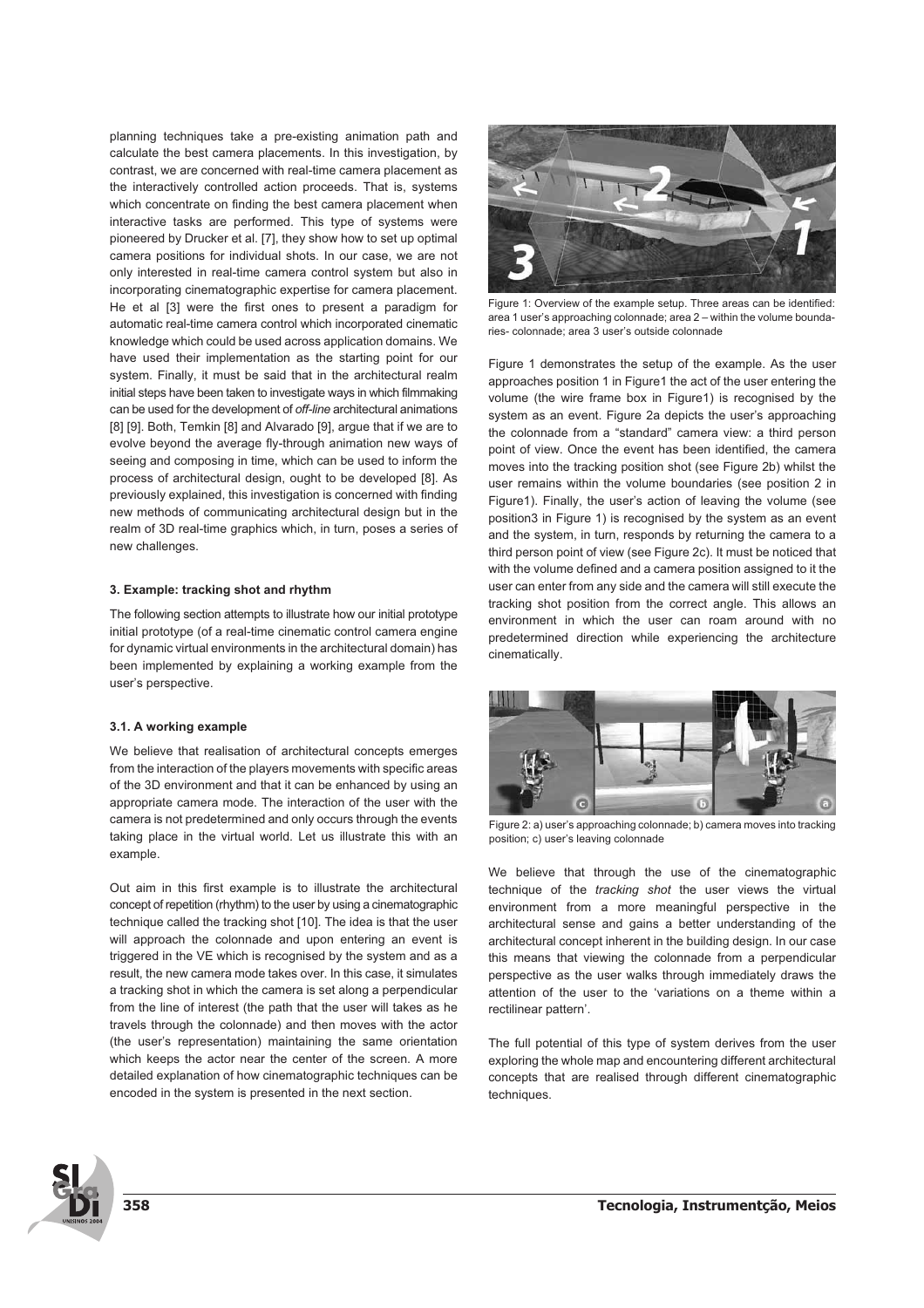planning techniques take a pre-existing animation path and calculate the best camera placements. In this investigation, by contrast, we are concerned with real-time camera placement as the interactively controlled action proceeds. That is, systems which concentrate on finding the best camera placement when interactive tasks are performed. This type of systems were pioneered by Drucker et al. [7], they show how to set up optimal camera positions for individual shots. In our case, we are not only interested in real-time camera control system but also in incorporating cinematographic expertise for camera placement. He et al [3] were the first ones to present a paradigm for automatic real-time camera control which incorporated cinematic knowledge which could be used across application domains. We have used their implementation as the starting point for our system. Finally, it must be said that in the architectural realm initial steps have been taken to investigate ways in which filmmaking can be used for the development of *off-line* architectural animations [8] [9]. Both, Temkin [8] and Alvarado [9], argue that if we are to evolve beyond the average fly-through animation new ways of seeing and composing in time, which can be used to inform the process of architectural design, ought to be developed [8]. As previously explained, this investigation is concerned with finding new methods of communicating architectural design but in the realm of 3D real-time graphics which, in turn, poses a series of new challenges.

### 3. Example: tracking shot and rhythm

The following section attempts to illustrate how our initial prototype initial prototype (of a real-time cinematic control camera engine for dynamic virtual environments in the architectural domain) has been implemented by explaining a working example from the user's perspective.

#### 3.1. A working example

We believe that realisation of architectural concepts emerges from the interaction of the players movements with specific areas of the 3D environment and that it can be enhanced by using an appropriate camera mode. The interaction of the user with the camera is not predetermined and only occurs through the events taking place in the virtual world. Let us illustrate this with an example.

Out aim in this first example is to illustrate the architectural concept of repetition (rhythm) to the user by using a cinematographic technique called the tracking shot [10]. The idea is that the user will approach the colonnade and upon entering an event is triggered in the VE which is recognised by the system and as a result, the new camera mode takes over. In this case, it simulates a tracking shot in which the camera is set along a perpendicular from the line of interest (the path that the user will takes as he travels through the colonnade) and then moves with the actor (the user's representation) maintaining the same orientation which keeps the actor near the center of the screen. A more detailed explanation of how cinematographic techniques can be encoded in the system is presented in the next section.

Figure 1: Overview of the example setup. Three areas can be identified: area 1 user's approaching colonnade; area 2 – within the volume boundaries- colonnade; area 3 user's outside colonnade

Figure 1 demonstrates the setup of the example. As the user approaches position 1 in Figure1 the act of the user entering the volume (the wire frame box in Figure1) is recognised by the system as an event. Figure 2a depicts the user's approaching the colonnade from a "standard" camera view: a third person point of view. Once the event has been identified, the camera moves into the tracking position shot (see Figure 2b) whilst the user remains within the volume boundaries (see position 2 in Figure1). Finally, the user's action of leaving the volume (see position3 in Figure 1) is recognised by the system as an event and the system, in turn, responds by returning the camera to a third person point of view (see Figure 2c). It must be noticed that with the volume defined and a camera position assigned to it the user can enter from any side and the camera will still execute the tracking shot position from the correct angle. This allows an environment in which the user can roam around with no predetermined direction while experiencing the architecture cinematically.

Figure 2: a) user's approaching colonnade; b) camera moves into tracking position; c) user's leaving colonnade

We believe that through the use of the cinematographic technique of the *tracking shot* the user views the virtual environment from a more meaningful perspective in the architectural sense and gains a better understanding of the architectural concept inherent in the building design. In our case this means that viewing the colonnade from a perpendicular perspective as the user walks through immediately draws the attention of the user to the 'variations on a theme within a rectilinear pattern'.

The full potential of this type of system derives from the user exploring the whole map and encountering different architectural concepts that are realised through different cinematographic techniques.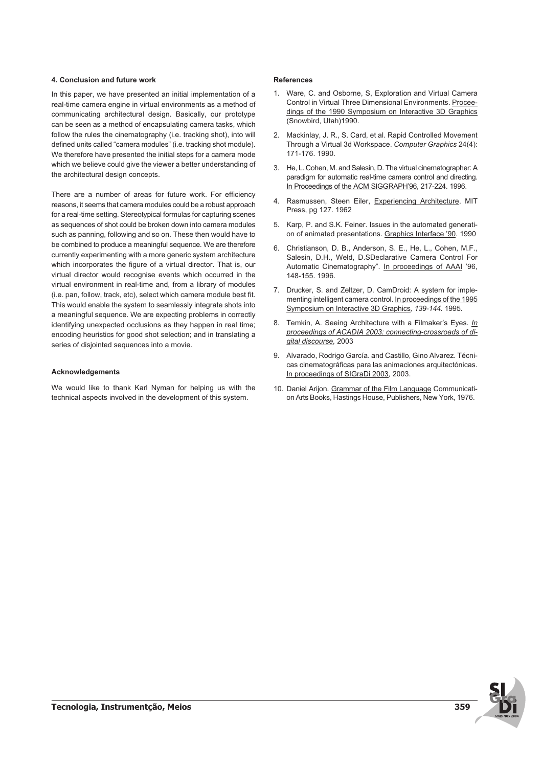### 4. Conclusion and future work

In this paper, we have presented an initial implementation of a real-time camera engine in virtual environments as a method of communicating architectural design. Basically, our prototype can be seen as a method of encapsulating camera tasks, which follow the rules the cinematography (i.e. tracking shot), into will defined units called "camera modules" (i.e. tracking shot module). We therefore have presented the initial steps for a camera mode which we believe could give the viewer a better understanding of the architectural design concepts.

There are a number of areas for future work. For efficiency reasons, it seems that camera modules could be a robust approach for a real-time setting. Stereotypical formulas for capturing scenes as sequences of shot could be broken down into camera modules such as panning, following and so on. These then would have to be combined to produce a meaningful sequence. We are therefore currently experimenting with a more generic system architecture which incorporates the figure of a virtual director. That is, our virtual director would recognise events which occurred in the virtual environment in real-time and, from a library of modules (i.e. pan, follow, track, etc), select which camera module best fit. This would enable the system to seamlessly integrate shots into a meaningful sequence. We are expecting problems in correctly identifying unexpected occlusions as they happen in real time; encoding heuristics for good shot selection; and in translating a series of disjointed sequences into a movie.

### Acknowledgements

We would like to thank Karl Nyman for helping us with the technical aspects involved in the development of this system.

### References

1. Ware, C. and Osborne, S, Exploration and Virtual Camera Control in Virtual Three Dimensional Environments. Proceedings of the 1990 Symposium on Interactive 3D Graphics (Snowbird, Utah)1990.
2. Mackinlay, J. R., S. Card, et al. Rapid Controlled Movement Through a Virtual 3d Workspace. *Computer Graphics* 24(4): 171-176. 1990.
3. He, L. Cohen, M. and Salesin, D. The virtual cinematographer: A paradigm for automatic real-time camera control and directing. In Proceedings of the ACM SIGGRAPH'96, 217-224. 1996.
4. Rasmussen, Steen Eiler, Experiencing Architecture, MIT Press, pg 127. 1962
5. Karp, P. and S.K. Feiner. Issues in the automated generation of animated presentations. Graphics Interface '90. 1990
6. Christianson, D. B., Anderson, S. E., He, L., Cohen, M.F., Salesin, D.H., Weld, D.SDeclarative Camera Control For Automatic Cinematography". In proceedings of AAAI '96, 148-155. 1996.
7. Drucker, S. and Zeltzer, D. CamDroid: A system for implementing intelligent camera control. In proceedings of the 1995 Symposium on Interactive 3D Graphics*, 139-144.* 1995.
8. Temkin, A. Seeing Architecture with a Filmaker's Eyes. *In proceedings of ACADIA 2003: connecting-crossroads of digital discourse,* 2003
9. Alvarado, Rodrigo García. and Castillo, Gino Alvarez. Técnicas cinematográficas para las animaciones arquitectónicas. In proceedings of SIGraDi 2003*,* 2003.
10. Daniel Arijon. Grammar of the Film Language Communication Arts Books, Hastings House, Publishers, New York, 1976.